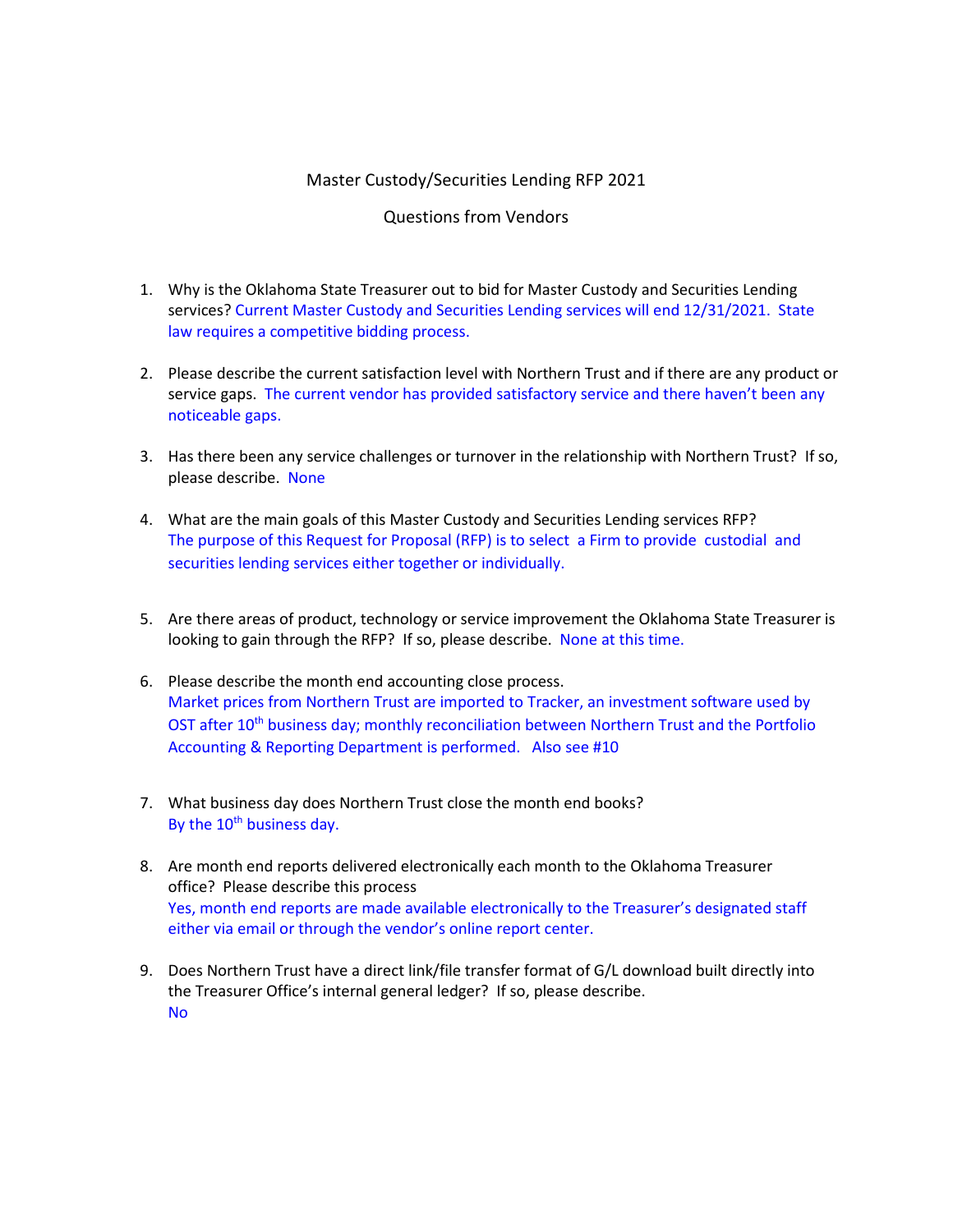# Master Custody/Securities Lending RFP 2021

## Questions from Vendors

1. Why is the Oklahoma State Treasurer out to bid for Master Custody and Securities Lending services? Current Master Custody and Securities Lending services will end 12/31/2021. State law requires a competitive bidding process.

2. Please describe the current satisfaction level with Northern Trust and if there are any product or service gaps. The current vendor has provided satisfactory service and there haven't been any noticeable gaps.

3. Has there been any service challenges or turnover in the relationship with Northern Trust? If so, please describe. None

4. What are the main goals of this Master Custody and Securities Lending services RFP? The purpose of this Request for Proposal (RFP) is to select a Firm to provide custodial and securities lending services either together or individually.

5. Are there areas of product, technology or service improvement the Oklahoma State Treasurer is looking to gain through the RFP? If so, please describe. None at this time.

6. Please describe the month end accounting close process.
   Market prices from Northern Trust are imported to Tracker, an investment software used by OST after 10th business day; monthly reconciliation between Northern Trust and the Portfolio Accounting & Reporting Department is performed. Also see #10

7. What business day does Northern Trust close the month end books?
   By the 10th business day.

8. Are month end reports delivered electronically each month to the Oklahoma Treasurer office? Please describe this process
   Yes, month end reports are made available electronically to the Treasurer's designated staff either via email or through the vendor's online report center.

9. Does Northern Trust have a direct link/file transfer format of G/L download built directly into the Treasurer Office's internal general ledger? If so, please describe.
   No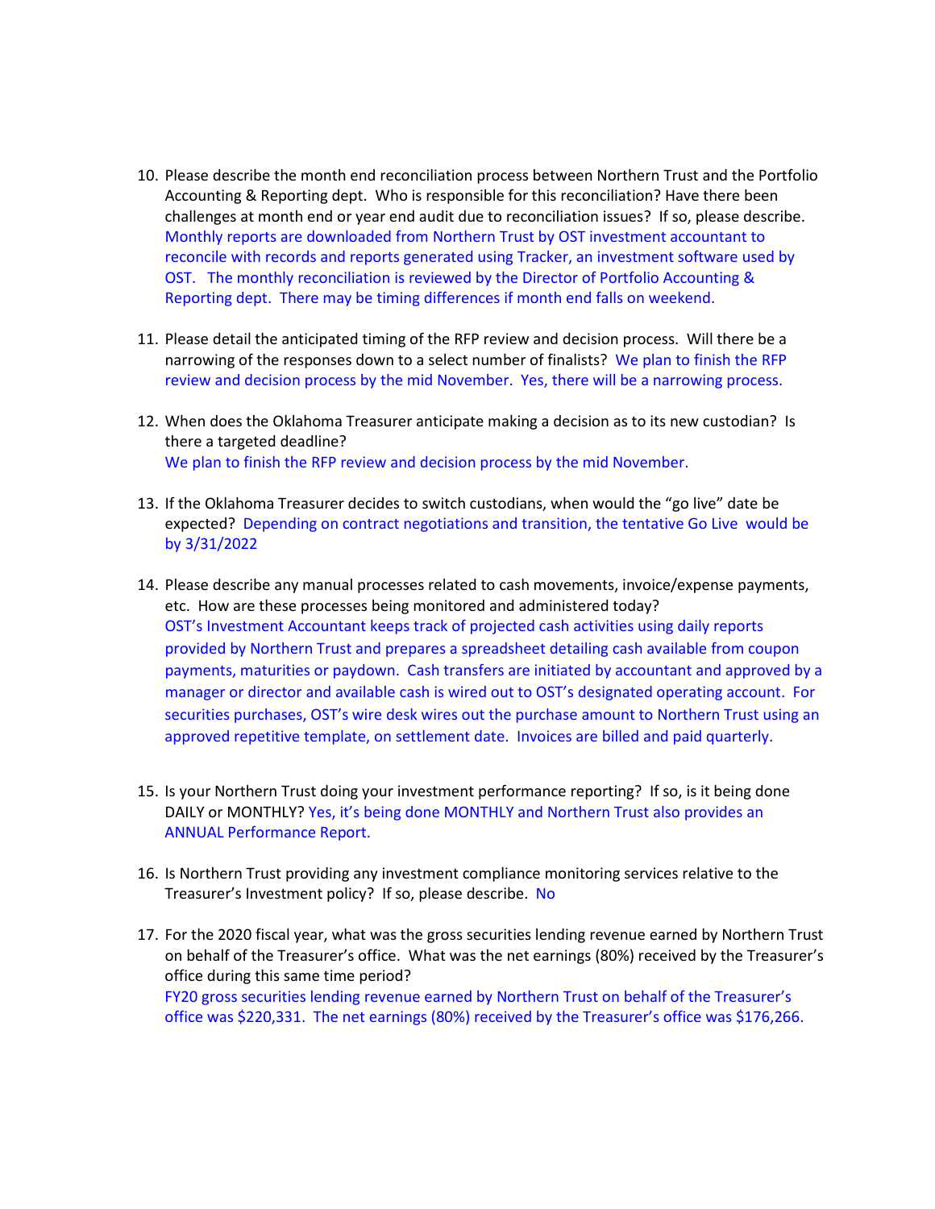10. Please describe the month end reconciliation process between Northern Trust and the Portfolio Accounting & Reporting dept. Who is responsible for this reconciliation? Have there been challenges at month end or year end audit due to reconciliation issues? If so, please describe.
    Monthly reports are downloaded from Northern Trust by OST investment accountant to reconcile with records and reports generated using Tracker, an investment software used by OST. The monthly reconciliation is reviewed by the Director of Portfolio Accounting & Reporting dept. There may be timing differences if month end falls on weekend.

11. Please detail the anticipated timing of the RFP review and decision process. Will there be a narrowing of the responses down to a select number of finalists? We plan to finish the RFP review and decision process by the mid November. Yes, there will be a narrowing process.

12. When does the Oklahoma Treasurer anticipate making a decision as to its new custodian? Is there a targeted deadline?
    We plan to finish the RFP review and decision process by the mid November.

13. If the Oklahoma Treasurer decides to switch custodians, when would the "go live" date be expected? Depending on contract negotiations and transition, the tentative Go Live would be by 3/31/2022

14. Please describe any manual processes related to cash movements, invoice/expense payments, etc. How are these processes being monitored and administered today?
    OST's Investment Accountant keeps track of projected cash activities using daily reports provided by Northern Trust and prepares a spreadsheet detailing cash available from coupon payments, maturities or paydown. Cash transfers are initiated by accountant and approved by a manager or director and available cash is wired out to OST's designated operating account. For securities purchases, OST's wire desk wires out the purchase amount to Northern Trust using an approved repetitive template, on settlement date. Invoices are billed and paid quarterly.

15. Is your Northern Trust doing your investment performance reporting? If so, is it being done DAILY or MONTHLY? Yes, it's being done MONTHLY and Northern Trust also provides an ANNUAL Performance Report.

16. Is Northern Trust providing any investment compliance monitoring services relative to the Treasurer's Investment policy? If so, please describe. No

17. For the 2020 fiscal year, what was the gross securities lending revenue earned by Northern Trust on behalf of the Treasurer's office. What was the net earnings (80%) received by the Treasurer's office during this same time period?
    FY20 gross securities lending revenue earned by Northern Trust on behalf of the Treasurer's office was $220,331. The net earnings (80%) received by the Treasurer's office was $176,266.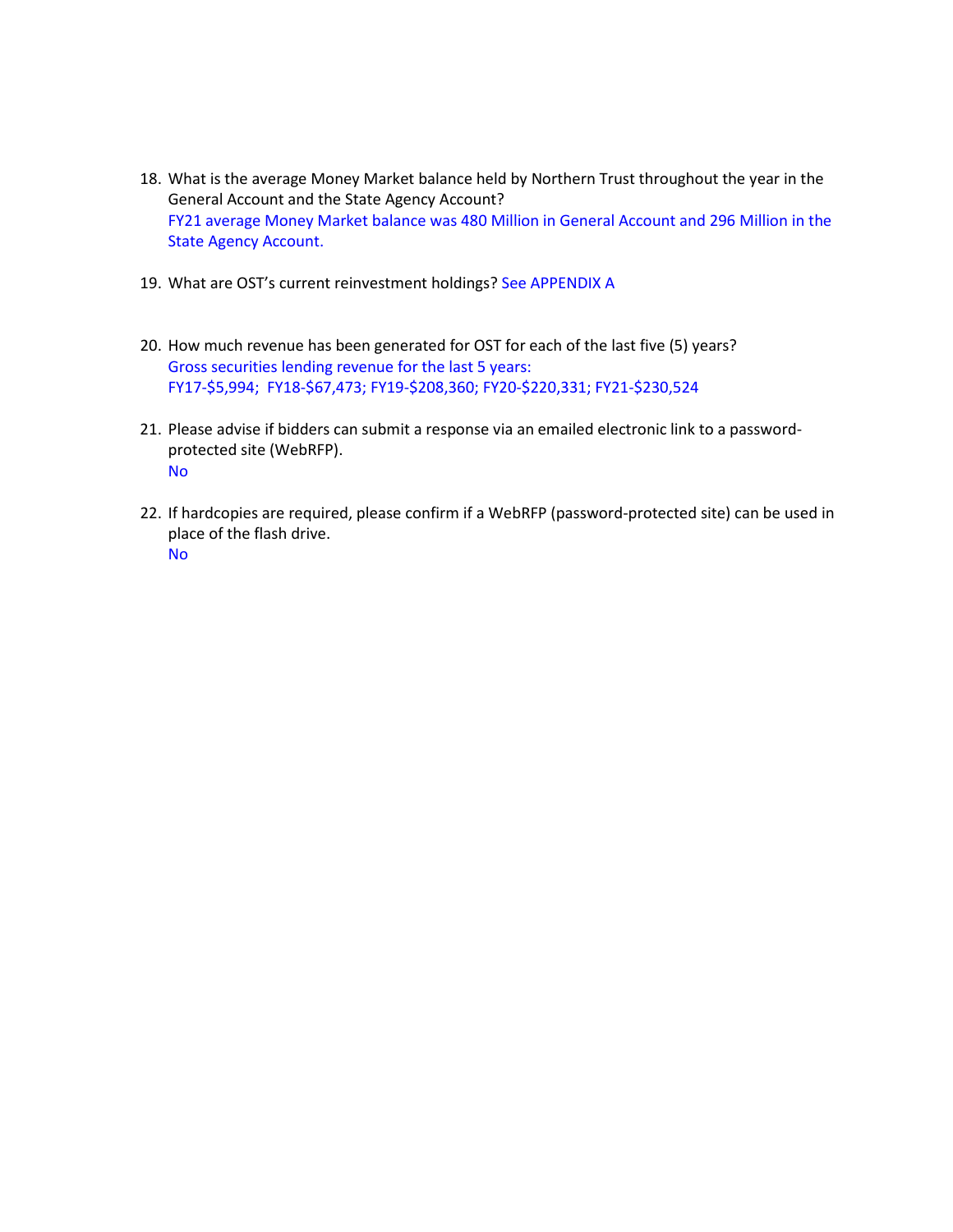18. What is the average Money Market balance held by Northern Trust throughout the year in the General Account and the State Agency Account?
    FY21 average Money Market balance was 480 Million in General Account and 296 Million in the State Agency Account.

19. What are OST's current reinvestment holdings? See APPENDIX A

20. How much revenue has been generated for OST for each of the last five (5) years?
    Gross securities lending revenue for the last 5 years:
    FY17-$5,994; FY18-$67,473; FY19-$208,360; FY20-$220,331; FY21-$230,524

21. Please advise if bidders can submit a response via an emailed electronic link to a password-protected site (WebRFP).
    No

22. If hardcopies are required, please confirm if a WebRFP (password-protected site) can be used in place of the flash drive.
    No